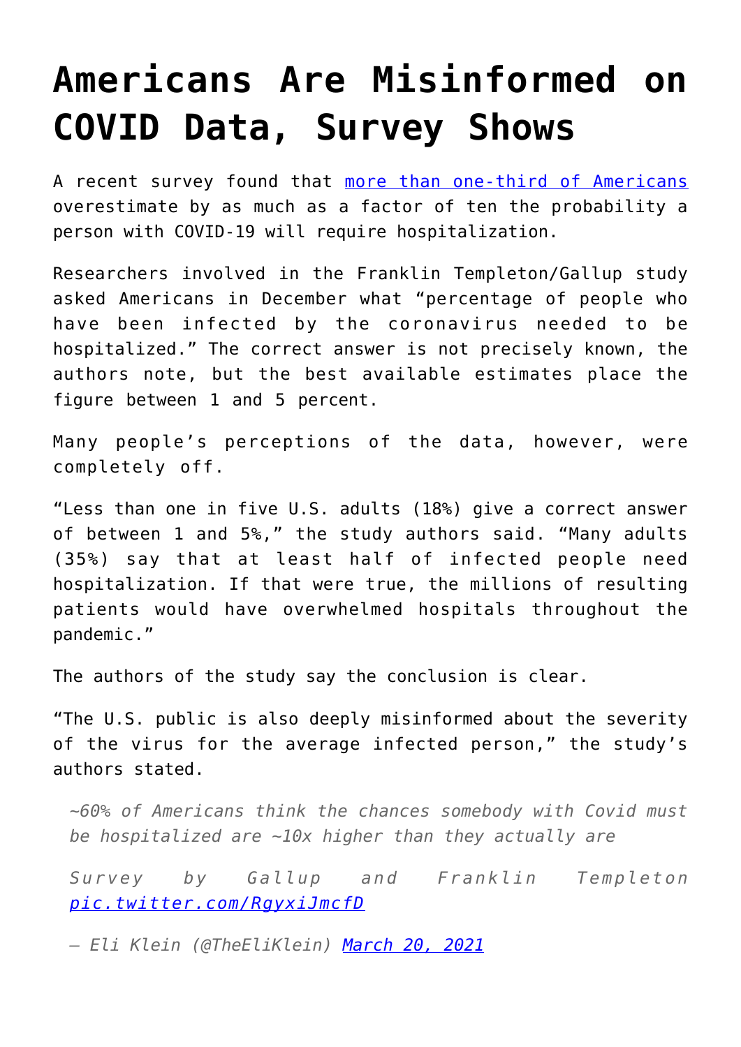# Americans Are Misinformed on COVID Data, Survey Shows

A recent survey found that more than one-third of Americans overestimate by as much as a factor of ten the probability a person with COVID-19 will require hospitalization.

Researchers involved in the Franklin Templeton/Gallup study asked Americans in December what "percentage of people who have been infected by the coronavirus needed to be hospitalized." The correct answer is not precisely known, the authors note, but the best available estimates place the figure between 1 and 5 percent.

Many people's perceptions of the data, however, were completely off.

"Less than one in five U.S. adults (18%) give a correct answer of between 1 and 5%," the study authors said. "Many adults (35%) say that at least half of infected people need hospitalization. If that were true, the millions of resulting patients would have overwhelmed hospitals throughout the pandemic."

The authors of the study say the conclusion is clear.

"The U.S. public is also deeply misinformed about the severity of the virus for the average infected person," the study's authors stated.

> *~60% of Americans think the chances somebody with Covid must be hospitalized are ~10x higher than they actually are*
>
> *Survey by Gallup and Franklin Templeton pic.twitter.com/RgyxiJmcfD*
>
> *— Eli Klein (@TheEliKlein) March 20, 2021*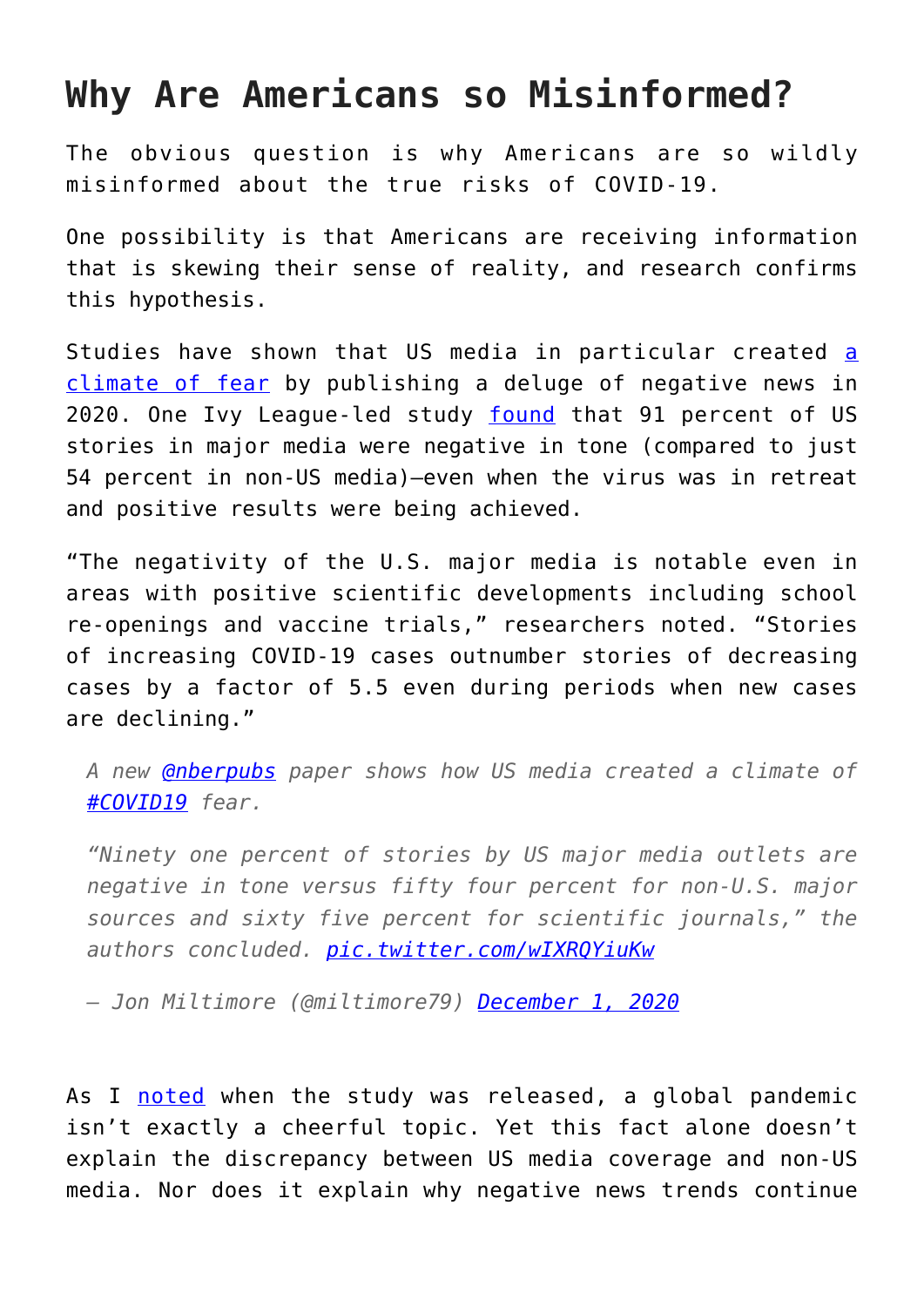## Why Are Americans so Misinformed?

The obvious question is why Americans are so wildly misinformed about the true risks of COVID-19.

One possibility is that Americans are receiving information that is skewing their sense of reality, and research confirms this hypothesis.

Studies have shown that US media in particular created [a climate of fear](#) by publishing a deluge of negative news in 2020. One Ivy League-led study [found](#) that 91 percent of US stories in major media were negative in tone (compared to just 54 percent in non-US media)—even when the virus was in retreat and positive results were being achieved.

"The negativity of the U.S. major media is notable even in areas with positive scientific developments including school re-openings and vaccine trials," researchers noted. "Stories of increasing COVID-19 cases outnumber stories of decreasing cases by a factor of 5.5 even during periods when new cases are declining."

> *A new [@nberpubs](#) paper shows how US media created a climate of [#COVID19](#) fear.*
>
> *"Ninety one percent of stories by US major media outlets are negative in tone versus fifty four percent for non-U.S. major sources and sixty five percent for scientific journals," the authors concluded. [pic.twitter.com/wIXRQYiuKw](#)*
>
> *— Jon Miltimore (@miltimore79) [December 1, 2020](#)*

As I [noted](#) when the study was released, a global pandemic isn't exactly a cheerful topic. Yet this fact alone doesn't explain the discrepancy between US media coverage and non-US media. Nor does it explain why negative news trends continue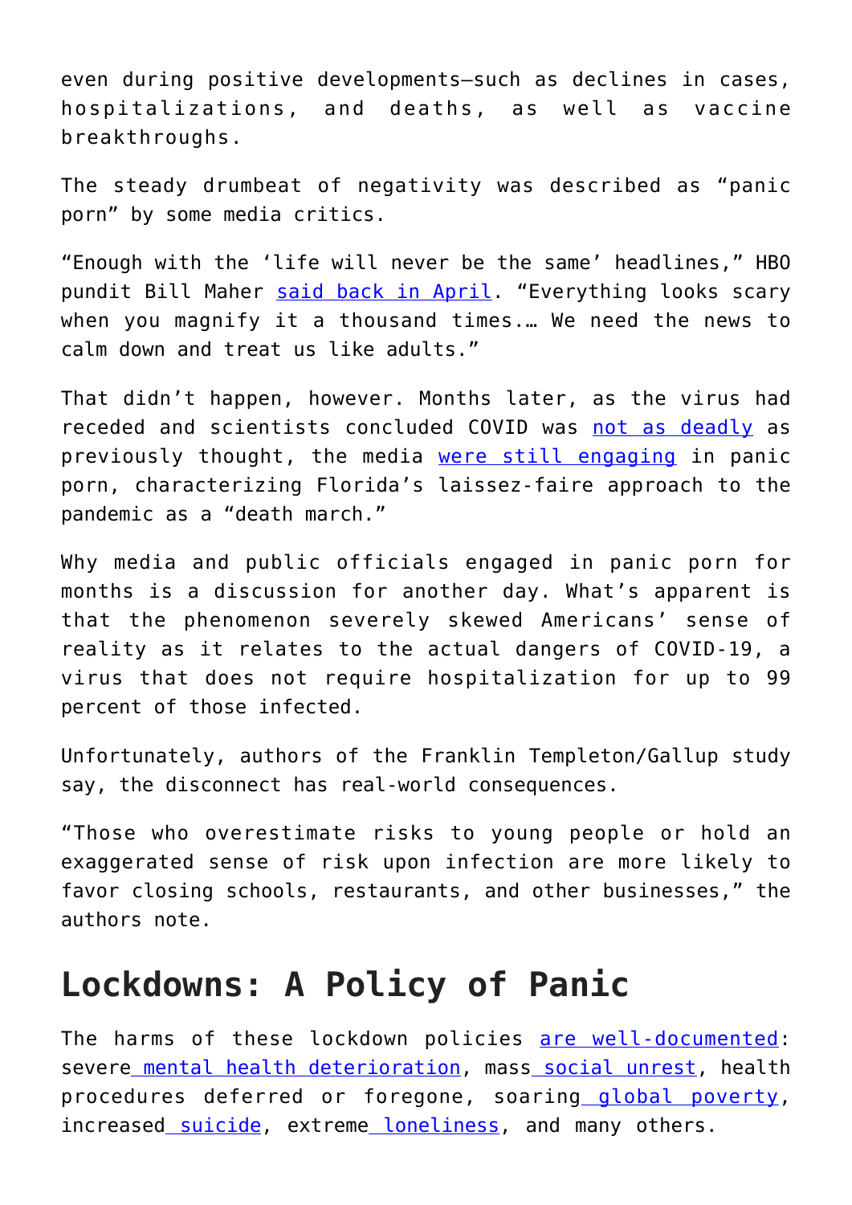even during positive developments—such as declines in cases, hospitalizations, and deaths, as well as vaccine breakthroughs.

The steady drumbeat of negativity was described as "panic porn" by some media critics.

"Enough with the 'life will never be the same' headlines," HBO pundit Bill Maher said back in April. "Everything looks scary when you magnify it a thousand times.… We need the news to calm down and treat us like adults."

That didn't happen, however. Months later, as the virus had receded and scientists concluded COVID was not as deadly as previously thought, the media were still engaging in panic porn, characterizing Florida's laissez-faire approach to the pandemic as a "death march."

Why media and public officials engaged in panic porn for months is a discussion for another day. What's apparent is that the phenomenon severely skewed Americans' sense of reality as it relates to the actual dangers of COVID-19, a virus that does not require hospitalization for up to 99 percent of those infected.

Unfortunately, authors of the Franklin Templeton/Gallup study say, the disconnect has real-world consequences.

"Those who overestimate risks to young people or hold an exaggerated sense of risk upon infection are more likely to favor closing schools, restaurants, and other businesses," the authors note.

## Lockdowns: A Policy of Panic

The harms of these lockdown policies are well-documented: severe mental health deterioration, mass social unrest, health procedures deferred or foregone, soaring global poverty, increased suicide, extreme loneliness, and many others.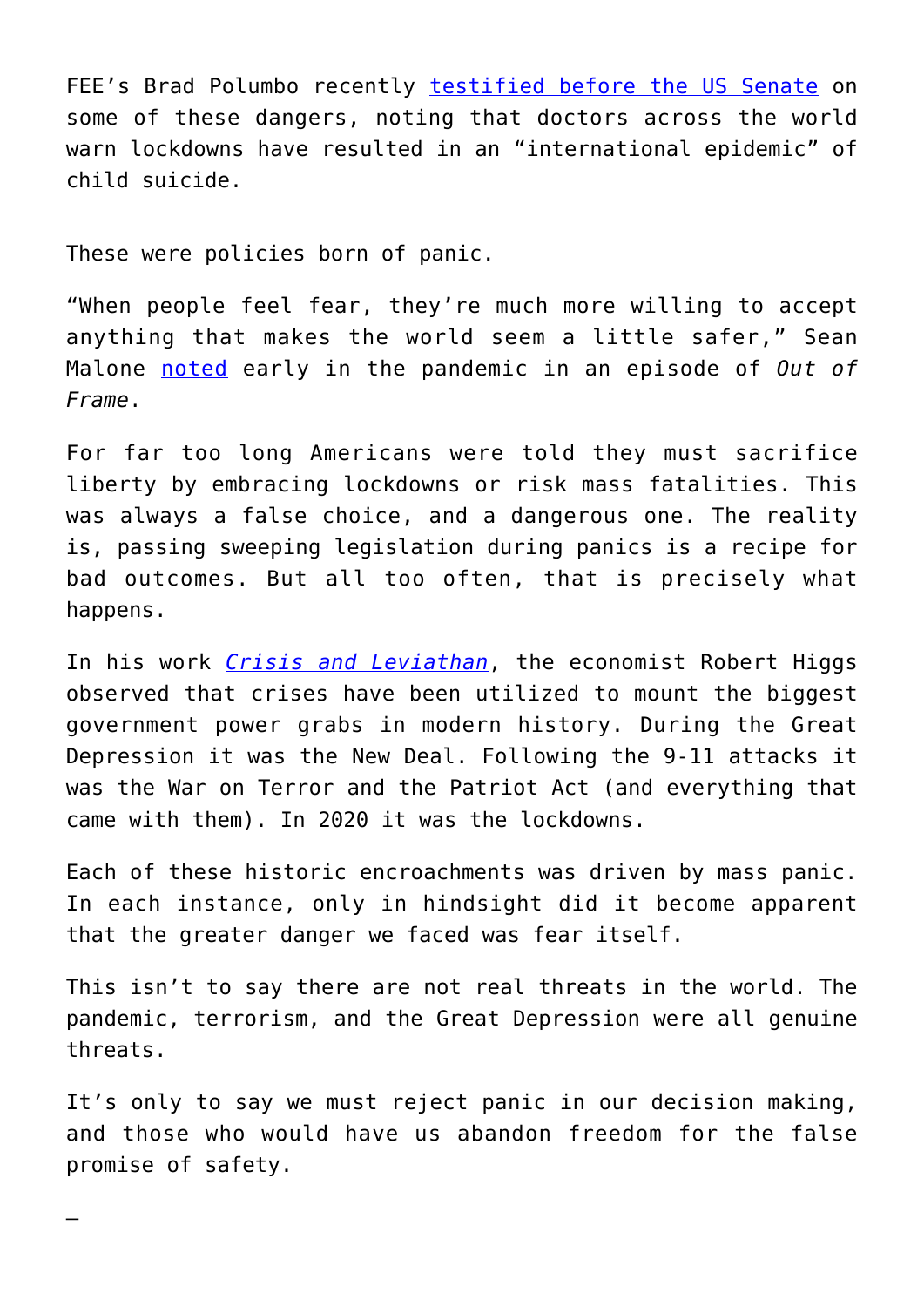FEE's Brad Polumbo recently testified before the US Senate on some of these dangers, noting that doctors across the world warn lockdowns have resulted in an "international epidemic" of child suicide.

These were policies born of panic.

"When people feel fear, they're much more willing to accept anything that makes the world seem a little safer," Sean Malone noted early in the pandemic in an episode of *Out of Frame*.

For far too long Americans were told they must sacrifice liberty by embracing lockdowns or risk mass fatalities. This was always a false choice, and a dangerous one. The reality is, passing sweeping legislation during panics is a recipe for bad outcomes. But all too often, that is precisely what happens.

In his work *Crisis and Leviathan*, the economist Robert Higgs observed that crises have been utilized to mount the biggest government power grabs in modern history. During the Great Depression it was the New Deal. Following the 9-11 attacks it was the War on Terror and the Patriot Act (and everything that came with them). In 2020 it was the lockdowns.

Each of these historic encroachments was driven by mass panic. In each instance, only in hindsight did it become apparent that the greater danger we faced was fear itself.

This isn't to say there are not real threats in the world. The pandemic, terrorism, and the Great Depression were all genuine threats.

It's only to say we must reject panic in our decision making, and those who would have us abandon freedom for the false promise of safety.

—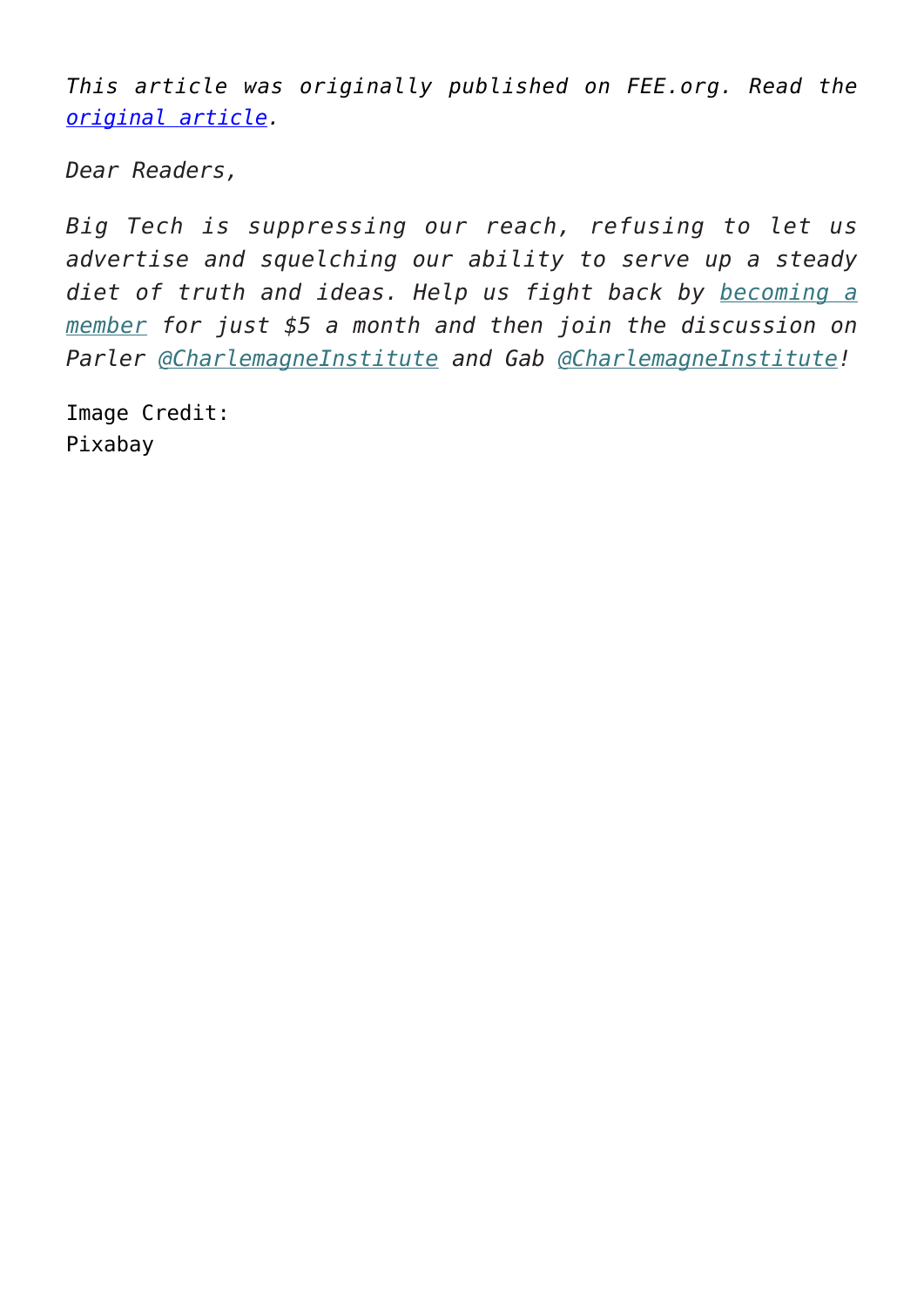*This article was originally published on FEE.org. Read the original article.*

*Dear Readers,*

*Big Tech is suppressing our reach, refusing to let us advertise and squelching our ability to serve up a steady diet of truth and ideas. Help us fight back by becoming a member for just $5 a month and then join the discussion on Parler @CharlemagneInstitute and Gab @CharlemagneInstitute!*

Image Credit:
Pixabay